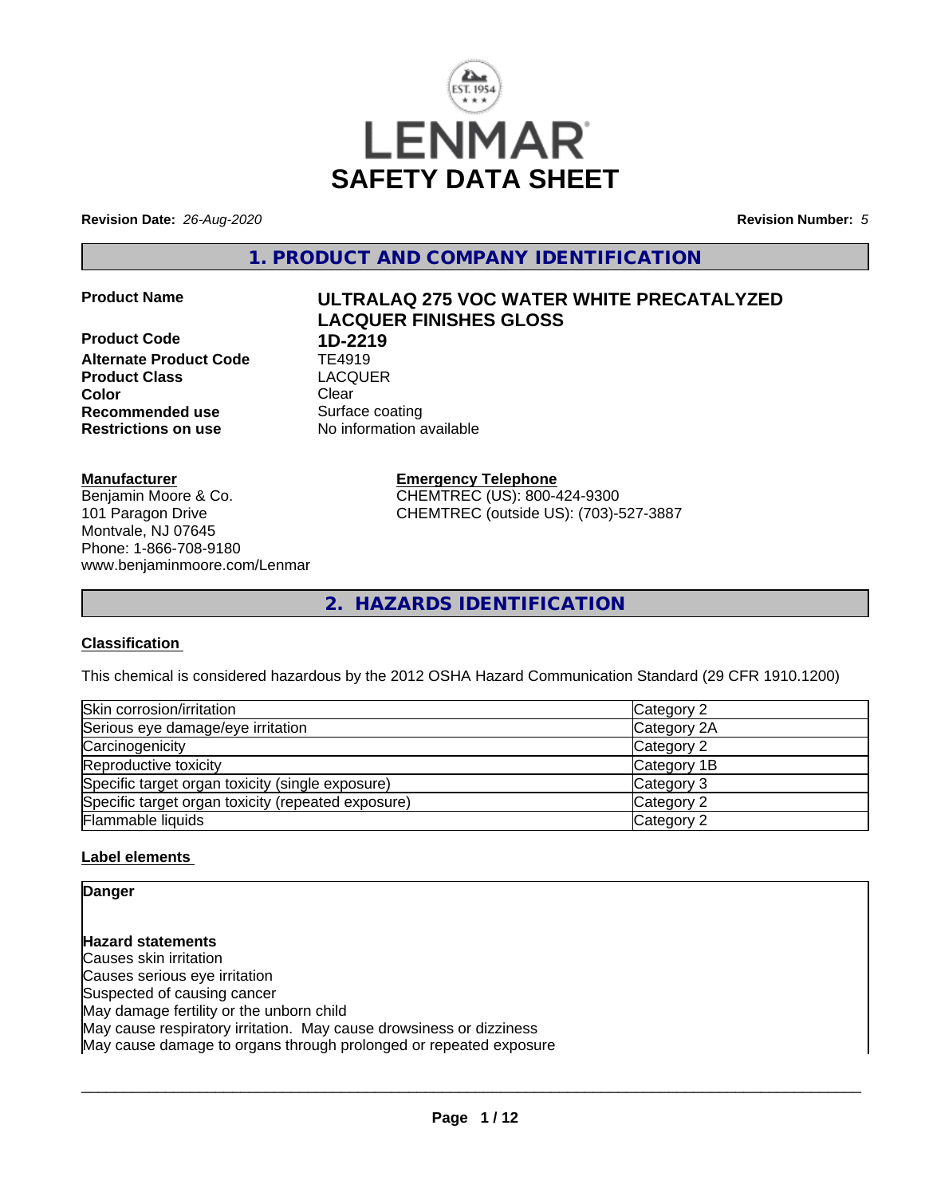# SAFETY DATA SHEET

**Revision Date:** *26-Aug-2020*

**Revision Number:** *5*

## 1. PRODUCT AND COMPANY IDENTIFICATION

**Product Name** **ULTRALAQ 275 VOC WATER WHITE PRECATALYZED LACQUER FINISHES GLOSS**

**Product Code** **1D-2219**

**Alternate Product Code** TE4919

**Product Class** LACQUER

**Color** Clear

**Recommended use** Surface coating

**Restrictions on use** No information available

**Manufacturer**
Benjamin Moore & Co.
101 Paragon Drive
Montvale, NJ 07645
Phone: 1-866-708-9180
www.benjaminmoore.com/Lenmar

**Emergency Telephone**
CHEMTREC (US): 800-424-9300
CHEMTREC (outside US): (703)-527-3887

## 2. HAZARDS IDENTIFICATION

### Classification

This chemical is considered hazardous by the 2012 OSHA Hazard Communication Standard (29 CFR 1910.1200)

| | |
|---|---|
| Skin corrosion/irritation | Category 2 |
| Serious eye damage/eye irritation | Category 2A |
| Carcinogenicity | Category 2 |
| Reproductive toxicity | Category 1B |
| Specific target organ toxicity (single exposure) | Category 3 |
| Specific target organ toxicity (repeated exposure) | Category 2 |
| Flammable liquids | Category 2 |

### Label elements

**Danger**

**Hazard statements**
Causes skin irritation
Causes serious eye irritation
Suspected of causing cancer
May damage fertility or the unborn child
May cause respiratory irritation. May cause drowsiness or dizziness
May cause damage to organs through prolonged or repeated exposure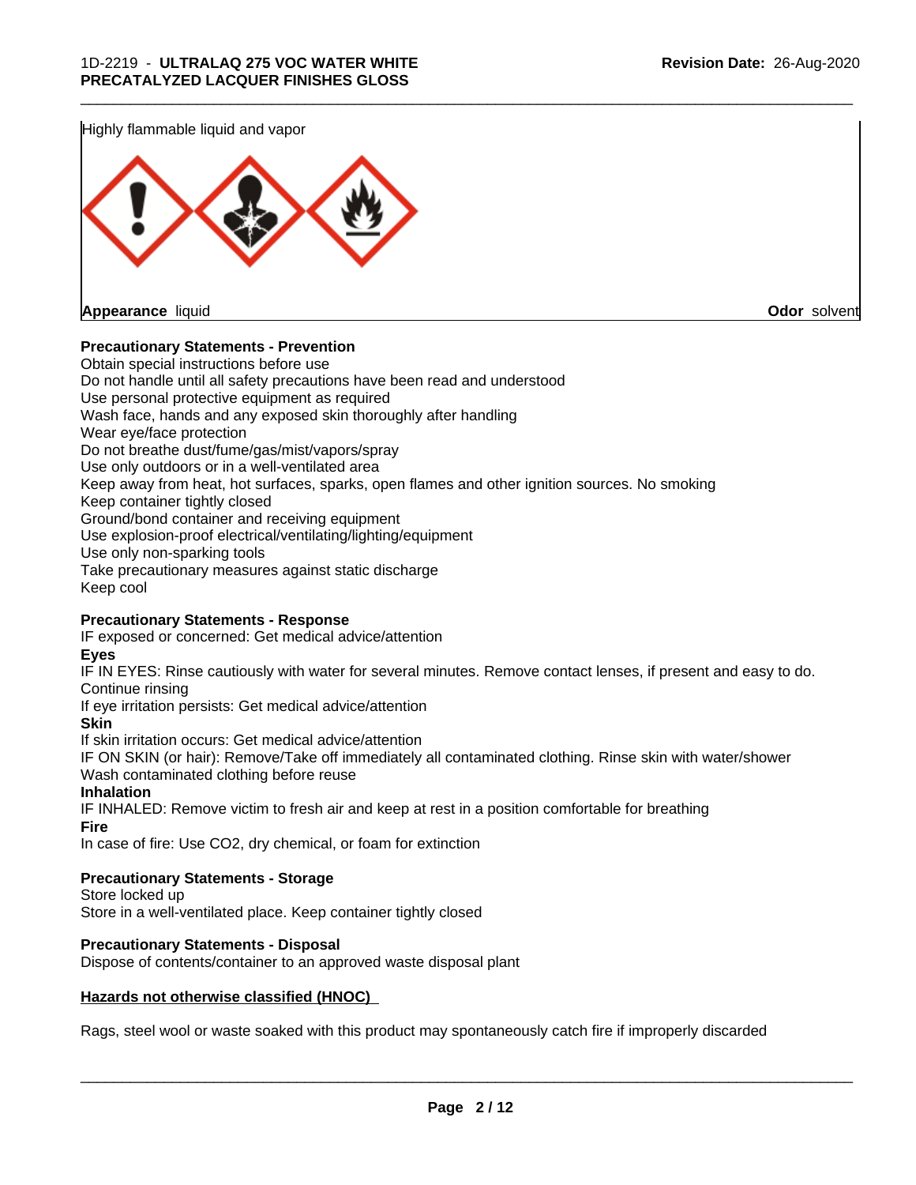Highly flammable liquid and vapor

**Appearance** liquid **Odor** solvent

**Precautionary Statements - Prevention**

Obtain special instructions before use
Do not handle until all safety precautions have been read and understood
Use personal protective equipment as required
Wash face, hands and any exposed skin thoroughly after handling
Wear eye/face protection
Do not breathe dust/fume/gas/mist/vapors/spray
Use only outdoors or in a well-ventilated area
Keep away from heat, hot surfaces, sparks, open flames and other ignition sources. No smoking
Keep container tightly closed
Ground/bond container and receiving equipment
Use explosion-proof electrical/ventilating/lighting/equipment
Use only non-sparking tools
Take precautionary measures against static discharge
Keep cool

**Precautionary Statements - Response**

IF exposed or concerned: Get medical advice/attention

**Eyes**

IF IN EYES: Rinse cautiously with water for several minutes. Remove contact lenses, if present and easy to do. Continue rinsing
If eye irritation persists: Get medical advice/attention

**Skin**

If skin irritation occurs: Get medical advice/attention
IF ON SKIN (or hair): Remove/Take off immediately all contaminated clothing. Rinse skin with water/shower
Wash contaminated clothing before reuse

**Inhalation**

IF INHALED: Remove victim to fresh air and keep at rest in a position comfortable for breathing

**Fire**

In case of fire: Use CO2, dry chemical, or foam for extinction

**Precautionary Statements - Storage**

Store locked up
Store in a well-ventilated place. Keep container tightly closed

**Precautionary Statements - Disposal**

Dispose of contents/container to an approved waste disposal plant

**Hazards not otherwise classified (HNOC)**

Rags, steel wool or waste soaked with this product may spontaneously catch fire if improperly discarded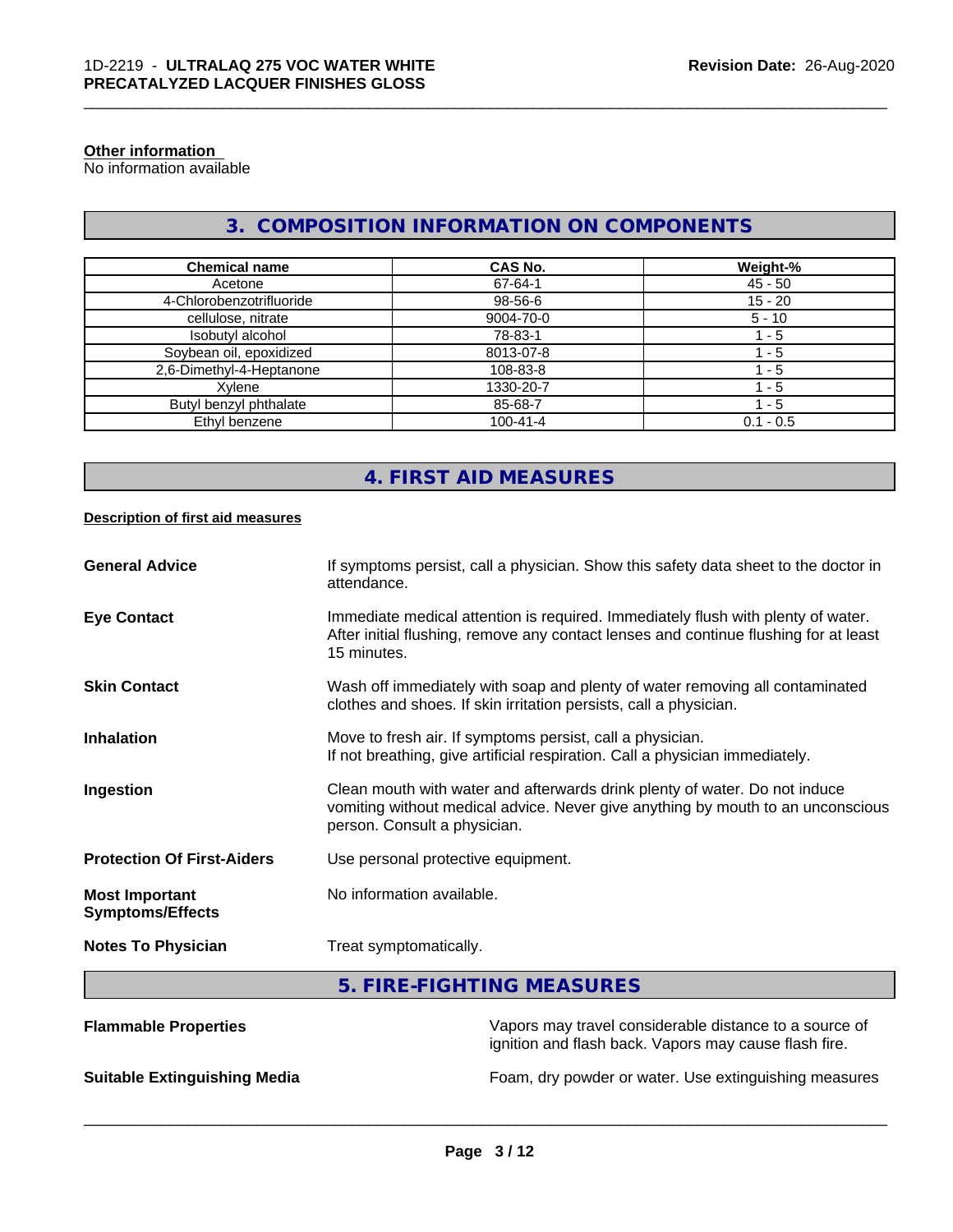**Other information**
No information available

## 3. COMPOSITION INFORMATION ON COMPONENTS

| Chemical name | CAS No. | Weight-% |
|---|---|---|
| Acetone | 67-64-1 | 45 - 50 |
| 4-Chlorobenzotrifluoride | 98-56-6 | 15 - 20 |
| cellulose, nitrate | 9004-70-0 | 5 - 10 |
| Isobutyl alcohol | 78-83-1 | 1 - 5 |
| Soybean oil, epoxidized | 8013-07-8 | 1 - 5 |
| 2,6-Dimethyl-4-Heptanone | 108-83-8 | 1 - 5 |
| Xylene | 1330-20-7 | 1 - 5 |
| Butyl benzyl phthalate | 85-68-7 | 1 - 5 |
| Ethyl benzene | 100-41-4 | 0.1 - 0.5 |

## 4. FIRST AID MEASURES

**Description of first aid measures**

**General Advice**
If symptoms persist, call a physician. Show this safety data sheet to the doctor in attendance.

**Eye Contact**
Immediate medical attention is required. Immediately flush with plenty of water. After initial flushing, remove any contact lenses and continue flushing for at least 15 minutes.

**Skin Contact**
Wash off immediately with soap and plenty of water removing all contaminated clothes and shoes. If skin irritation persists, call a physician.

**Inhalation**
Move to fresh air. If symptoms persist, call a physician.
If not breathing, give artificial respiration. Call a physician immediately.

**Ingestion**
Clean mouth with water and afterwards drink plenty of water. Do not induce vomiting without medical advice. Never give anything by mouth to an unconscious person. Consult a physician.

**Protection Of First-Aiders**
Use personal protective equipment.

**Most Important Symptoms/Effects**
No information available.

**Notes To Physician**
Treat symptomatically.

## 5. FIRE-FIGHTING MEASURES

**Flammable Properties**
Vapors may travel considerable distance to a source of ignition and flash back. Vapors may cause flash fire.

**Suitable Extinguishing Media**
Foam, dry powder or water. Use extinguishing measures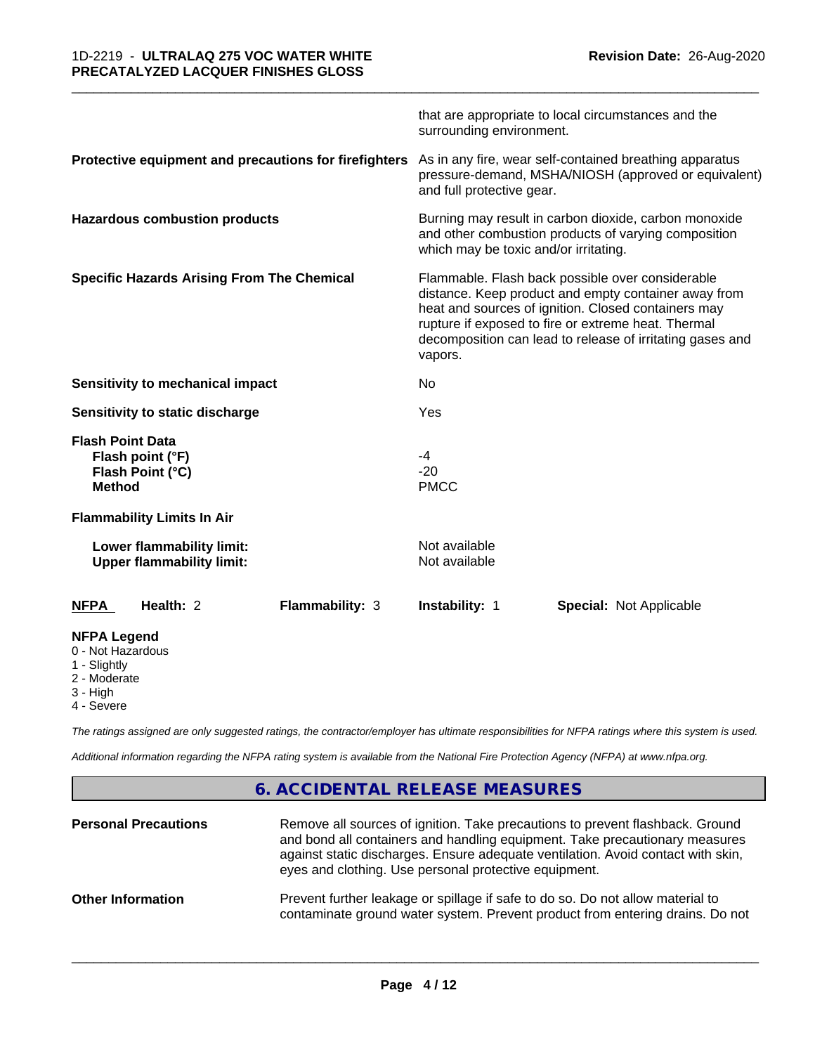| | |
|---|---|
| | that are appropriate to local circumstances and the surrounding environment. |
| **Protective equipment and precautions for firefighters** | As in any fire, wear self-contained breathing apparatus pressure-demand, MSHA/NIOSH (approved or equivalent) and full protective gear. |
| **Hazardous combustion products** | Burning may result in carbon dioxide, carbon monoxide and other combustion products of varying composition which may be toxic and/or irritating. |
| **Specific Hazards Arising From The Chemical** | Flammable. Flash back possible over considerable distance. Keep product and empty container away from heat and sources of ignition. Closed containers may rupture if exposed to fire or extreme heat. Thermal decomposition can lead to release of irritating gases and vapors. |
| **Sensitivity to mechanical impact** | No |
| **Sensitivity to static discharge** | Yes |

**Flash Point Data**

| | |
|---|---|
| **Flash point (°F)** | -4 |
| **Flash Point (°C)** | -20 |
| **Method** | PMCC |

**Flammability Limits In Air**

| | |
|---|---|
| **Lower flammability limit:** | Not available |
| **Upper flammability limit:** | Not available |

| **NFPA** | **Health:** 2 | **Flammability:** 3 | **Instability:** 1 | **Special:** Not Applicable |
|---|---|---|---|---|

**NFPA Legend**
- 0 - Not Hazardous
- 1 - Slightly
- 2 - Moderate
- 3 - High
- 4 - Severe

*The ratings assigned are only suggested ratings, the contractor/employer has ultimate responsibilities for NFPA ratings where this system is used.*

*Additional information regarding the NFPA rating system is available from the National Fire Protection Agency (NFPA) at www.nfpa.org.*

## 6. ACCIDENTAL RELEASE MEASURES

| | |
|---|---|
| **Personal Precautions** | Remove all sources of ignition. Take precautions to prevent flashback. Ground and bond all containers and handling equipment. Take precautionary measures against static discharges. Ensure adequate ventilation. Avoid contact with skin, eyes and clothing. Use personal protective equipment. |
| **Other Information** | Prevent further leakage or spillage if safe to do so. Do not allow material to contaminate ground water system. Prevent product from entering drains. Do not |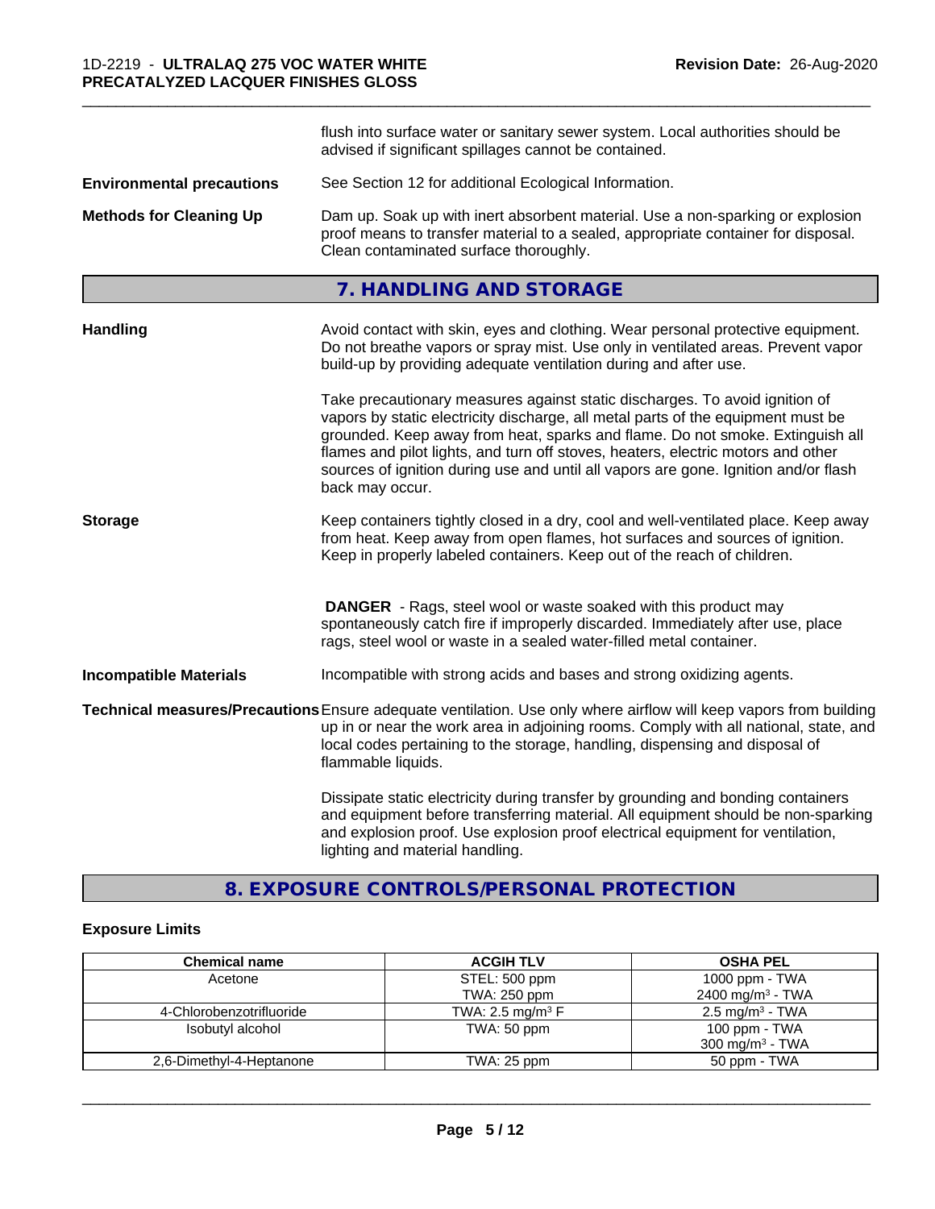flush into surface water or sanitary sewer system. Local authorities should be advised if significant spillages cannot be contained.

**Environmental precautions** See Section 12 for additional Ecological Information.

**Methods for Cleaning Up** Dam up. Soak up with inert absorbent material. Use a non-sparking or explosion proof means to transfer material to a sealed, appropriate container for disposal. Clean contaminated surface thoroughly.

## 7. HANDLING AND STORAGE

**Handling** Avoid contact with skin, eyes and clothing. Wear personal protective equipment. Do not breathe vapors or spray mist. Use only in ventilated areas. Prevent vapor build-up by providing adequate ventilation during and after use.

Take precautionary measures against static discharges. To avoid ignition of vapors by static electricity discharge, all metal parts of the equipment must be grounded. Keep away from heat, sparks and flame. Do not smoke. Extinguish all flames and pilot lights, and turn off stoves, heaters, electric motors and other sources of ignition during use and until all vapors are gone. Ignition and/or flash back may occur.

**Storage** Keep containers tightly closed in a dry, cool and well-ventilated place. Keep away from heat. Keep away from open flames, hot surfaces and sources of ignition. Keep in properly labeled containers. Keep out of the reach of children.

**DANGER** - Rags, steel wool or waste soaked with this product may spontaneously catch fire if improperly discarded. Immediately after use, place rags, steel wool or waste in a sealed water-filled metal container.

**Incompatible Materials** Incompatible with strong acids and bases and strong oxidizing agents.

**Technical measures/Precautions** Ensure adequate ventilation. Use only where airflow will keep vapors from building up in or near the work area in adjoining rooms. Comply with all national, state, and local codes pertaining to the storage, handling, dispensing and disposal of flammable liquids.

Dissipate static electricity during transfer by grounding and bonding containers and equipment before transferring material. All equipment should be non-sparking and explosion proof. Use explosion proof electrical equipment for ventilation, lighting and material handling.

## 8. EXPOSURE CONTROLS/PERSONAL PROTECTION

### Exposure Limits

| Chemical name | ACGIH TLV | OSHA PEL |
|---|---|---|
| Acetone | STEL: 500 ppm<br>TWA: 250 ppm | 1000 ppm - TWA<br>2400 mg/m³ - TWA |
| 4-Chlorobenzotrifluoride | TWA: 2.5 mg/m³ F | 2.5 mg/m³ - TWA |
| Isobutyl alcohol | TWA: 50 ppm | 100 ppm - TWA<br>300 mg/m³ - TWA |
| 2,6-Dimethyl-4-Heptanone | TWA: 25 ppm | 50 ppm - TWA |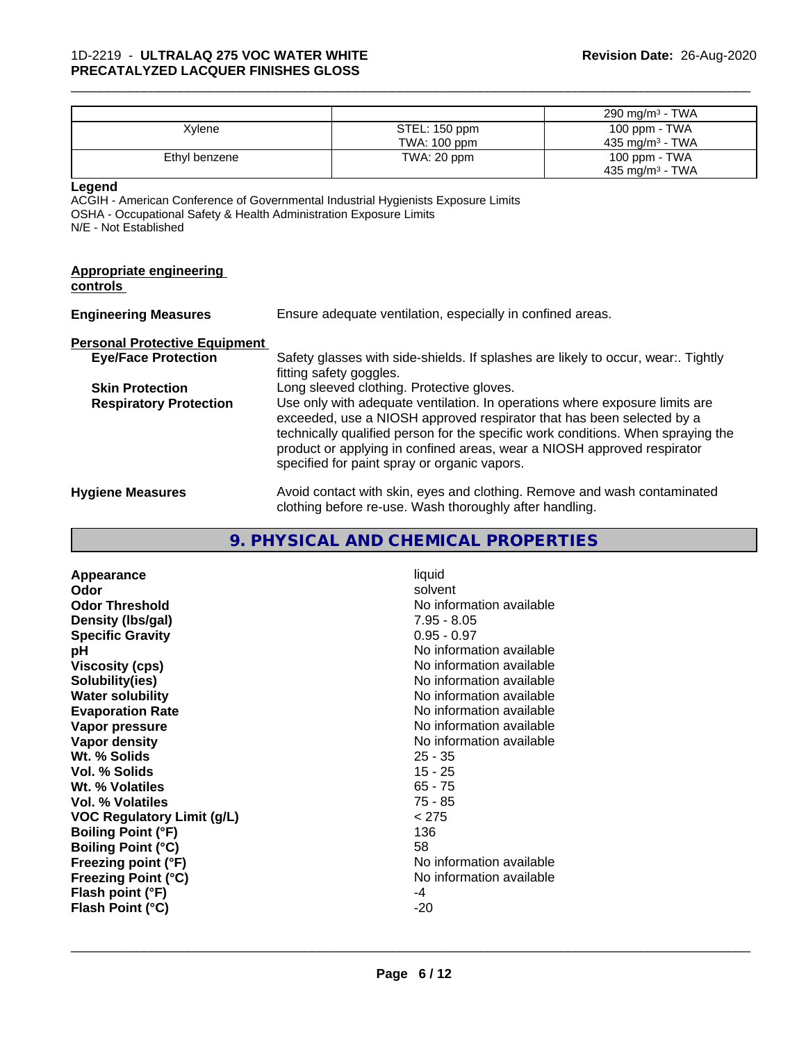| | | 290 mg/m³ - TWA |
|---|---|---|
| Xylene | STEL: 150 ppm<br>TWA: 100 ppm | 100 ppm - TWA<br>435 mg/m³ - TWA |
| Ethyl benzene | TWA: 20 ppm | 100 ppm - TWA<br>435 mg/m³ - TWA |

**Legend**

ACGIH - American Conference of Governmental Industrial Hygienists Exposure Limits
OSHA - Occupational Safety & Health Administration Exposure Limits
N/E - Not Established

**Appropriate engineering controls**

**Engineering Measures** Ensure adequate ventilation, especially in confined areas.

**Personal Protective Equipment**

**Eye/Face Protection** Safety glasses with side-shields. If splashes are likely to occur, wear:. Tightly fitting safety goggles.

**Skin Protection** Long sleeved clothing. Protective gloves.

**Respiratory Protection** Use only with adequate ventilation. In operations where exposure limits are exceeded, use a NIOSH approved respirator that has been selected by a technically qualified person for the specific work conditions. When spraying the product or applying in confined areas, wear a NIOSH approved respirator specified for paint spray or organic vapors.

**Hygiene Measures** Avoid contact with skin, eyes and clothing. Remove and wash contaminated clothing before re-use. Wash thoroughly after handling.

## 9. PHYSICAL AND CHEMICAL PROPERTIES

| Property | Value |
|---|---|
| **Appearance** | liquid |
| **Odor** | solvent |
| **Odor Threshold** | No information available |
| **Density (lbs/gal)** | 7.95 - 8.05 |
| **Specific Gravity** | 0.95 - 0.97 |
| **pH** | No information available |
| **Viscosity (cps)** | No information available |
| **Solubility(ies)** | No information available |
| **Water solubility** | No information available |
| **Evaporation Rate** | No information available |
| **Vapor pressure** | No information available |
| **Vapor density** | No information available |
| **Wt. % Solids** | 25 - 35 |
| **Vol. % Solids** | 15 - 25 |
| **Wt. % Volatiles** | 65 - 75 |
| **Vol. % Volatiles** | 75 - 85 |
| **VOC Regulatory Limit (g/L)** | < 275 |
| **Boiling Point (°F)** | 136 |
| **Boiling Point (°C)** | 58 |
| **Freezing point (°F)** | No information available |
| **Freezing Point (°C)** | No information available |
| **Flash point (°F)** | -4 |
| **Flash Point (°C)** | -20 |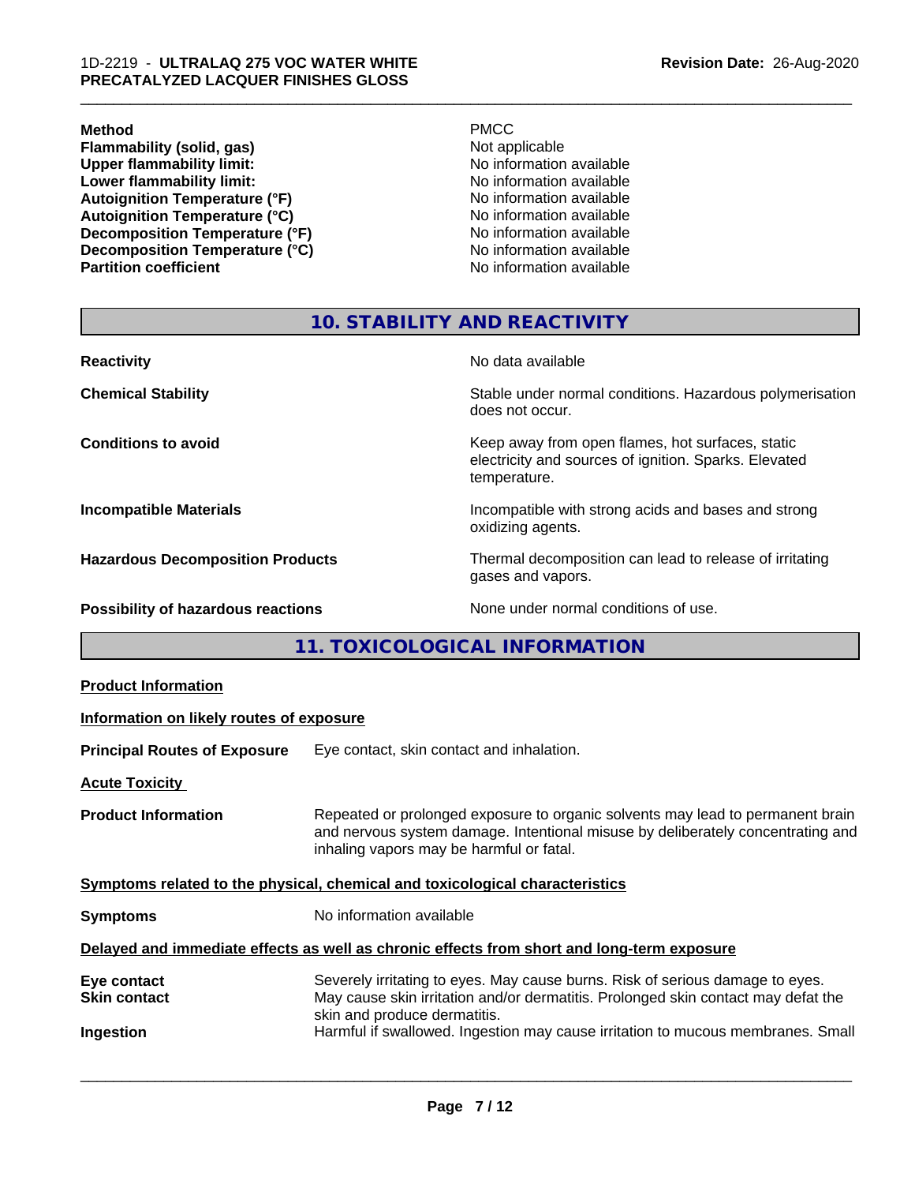| | |
|---|---|
| **Method** | PMCC |
| **Flammability (solid, gas)** | Not applicable |
| **Upper flammability limit:** | No information available |
| **Lower flammability limit:** | No information available |
| **Autoignition Temperature (°F)** | No information available |
| **Autoignition Temperature (°C)** | No information available |
| **Decomposition Temperature (°F)** | No information available |
| **Decomposition Temperature (°C)** | No information available |
| **Partition coefficient** | No information available |

## 10. STABILITY AND REACTIVITY

| | |
|---|---|
| **Reactivity** | No data available |
| **Chemical Stability** | Stable under normal conditions. Hazardous polymerisation does not occur. |
| **Conditions to avoid** | Keep away from open flames, hot surfaces, static electricity and sources of ignition. Sparks. Elevated temperature. |
| **Incompatible Materials** | Incompatible with strong acids and bases and strong oxidizing agents. |
| **Hazardous Decomposition Products** | Thermal decomposition can lead to release of irritating gases and vapors. |
| **Possibility of hazardous reactions** | None under normal conditions of use. |

## 11. TOXICOLOGICAL INFORMATION

**Product Information**

**Information on likely routes of exposure**

**Principal Routes of Exposure** Eye contact, skin contact and inhalation.

**Acute Toxicity**

**Product Information** Repeated or prolonged exposure to organic solvents may lead to permanent brain and nervous system damage. Intentional misuse by deliberately concentrating and inhaling vapors may be harmful or fatal.

**Symptoms related to the physical, chemical and toxicological characteristics**

**Symptoms** No information available

**Delayed and immediate effects as well as chronic effects from short and long-term exposure**

| | |
|---|---|
| **Eye contact** | Severely irritating to eyes. May cause burns. Risk of serious damage to eyes. |
| **Skin contact** | May cause skin irritation and/or dermatitis. Prolonged skin contact may defat the skin and produce dermatitis. |
| **Ingestion** | Harmful if swallowed. Ingestion may cause irritation to mucous membranes. Small |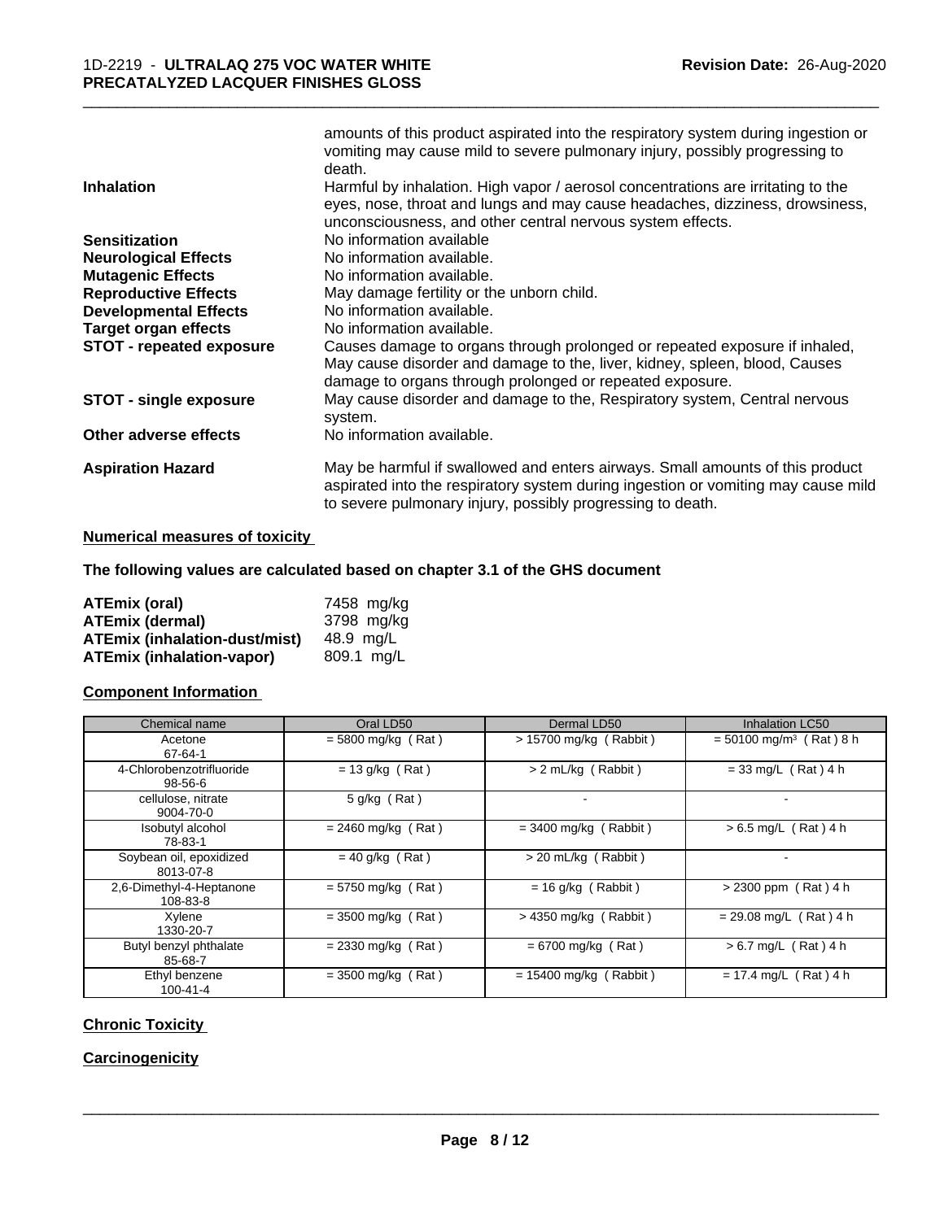| | |
|---|---|
| | amounts of this product aspirated into the respiratory system during ingestion or vomiting may cause mild to severe pulmonary injury, possibly progressing to death. |
| **Inhalation** | Harmful by inhalation. High vapor / aerosol concentrations are irritating to the eyes, nose, throat and lungs and may cause headaches, dizziness, drowsiness, unconsciousness, and other central nervous system effects. |
| **Sensitization** | No information available |
| **Neurological Effects** | No information available. |
| **Mutagenic Effects** | No information available. |
| **Reproductive Effects** | May damage fertility or the unborn child. |
| **Developmental Effects** | No information available. |
| **Target organ effects** | No information available. |
| **STOT - repeated exposure** | Causes damage to organs through prolonged or repeated exposure if inhaled, May cause disorder and damage to the, liver, kidney, spleen, blood, Causes damage to organs through prolonged or repeated exposure. |
| **STOT - single exposure** | May cause disorder and damage to the, Respiratory system, Central nervous system. |
| **Other adverse effects** | No information available. |
| **Aspiration Hazard** | May be harmful if swallowed and enters airways. Small amounts of this product aspirated into the respiratory system during ingestion or vomiting may cause mild to severe pulmonary injury, possibly progressing to death. |

## Numerical measures of toxicity

**The following values are calculated based on chapter 3.1 of the GHS document**

| | |
|---|---|
| **ATEmix (oral)** | 7458 mg/kg |
| **ATEmix (dermal)** | 3798 mg/kg |
| **ATEmix (inhalation-dust/mist)** | 48.9 mg/L |
| **ATEmix (inhalation-vapor)** | 809.1 mg/L |

## Component Information

| Chemical name | Oral LD50 | Dermal LD50 | Inhalation LC50 |
|---|---|---|---|
| Acetone<br>67-64-1 | = 5800 mg/kg ( Rat ) | > 15700 mg/kg ( Rabbit ) | = 50100 mg/m³ ( Rat ) 8 h |
| 4-Chlorobenzotrifluoride<br>98-56-6 | = 13 g/kg ( Rat ) | > 2 mL/kg ( Rabbit ) | = 33 mg/L ( Rat ) 4 h |
| cellulose, nitrate<br>9004-70-0 | 5 g/kg ( Rat ) | - | - |
| Isobutyl alcohol<br>78-83-1 | = 2460 mg/kg ( Rat ) | = 3400 mg/kg ( Rabbit ) | > 6.5 mg/L ( Rat ) 4 h |
| Soybean oil, epoxidized<br>8013-07-8 | = 40 g/kg ( Rat ) | > 20 mL/kg ( Rabbit ) | - |
| 2,6-Dimethyl-4-Heptanone<br>108-83-8 | = 5750 mg/kg ( Rat ) | = 16 g/kg ( Rabbit ) | > 2300 ppm ( Rat ) 4 h |
| Xylene<br>1330-20-7 | = 3500 mg/kg ( Rat ) | > 4350 mg/kg ( Rabbit ) | = 29.08 mg/L ( Rat ) 4 h |
| Butyl benzyl phthalate<br>85-68-7 | = 2330 mg/kg ( Rat ) | = 6700 mg/kg ( Rat ) | > 6.7 mg/L ( Rat ) 4 h |
| Ethyl benzene<br>100-41-4 | = 3500 mg/kg ( Rat ) | = 15400 mg/kg ( Rabbit ) | = 17.4 mg/L ( Rat ) 4 h |

## Chronic Toxicity

## Carcinogenicity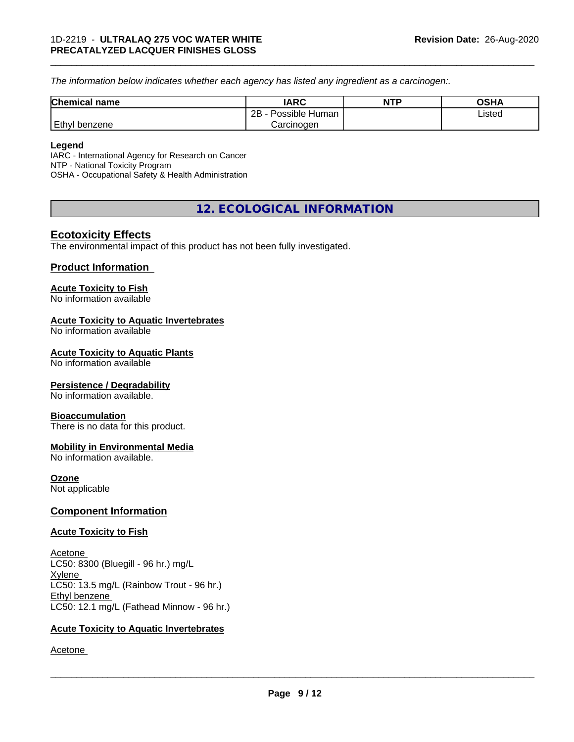*The information below indicates whether each agency has listed any ingredient as a carcinogen:.*

| Chemical name | IARC | NTP | OSHA |
|---|---|---|---|
| Ethyl benzene | 2B - Possible Human Carcinogen | | Listed |

**Legend**
IARC - International Agency for Research on Cancer
NTP - National Toxicity Program
OSHA - Occupational Safety & Health Administration

## 12. ECOLOGICAL INFORMATION

### Ecotoxicity Effects

The environmental impact of this product has not been fully investigated.

### Product Information

**Acute Toxicity to Fish**
No information available

**Acute Toxicity to Aquatic Invertebrates**
No information available

**Acute Toxicity to Aquatic Plants**
No information available

**Persistence / Degradability**
No information available.

**Bioaccumulation**
There is no data for this product.

**Mobility in Environmental Media**
No information available.

**Ozone**
Not applicable

### Component Information

**Acute Toxicity to Fish**

Acetone
LC50: 8300 (Bluegill - 96 hr.) mg/L
Xylene
LC50: 13.5 mg/L (Rainbow Trout - 96 hr.)
Ethyl benzene
LC50: 12.1 mg/L (Fathead Minnow - 96 hr.)

**Acute Toxicity to Aquatic Invertebrates**

Acetone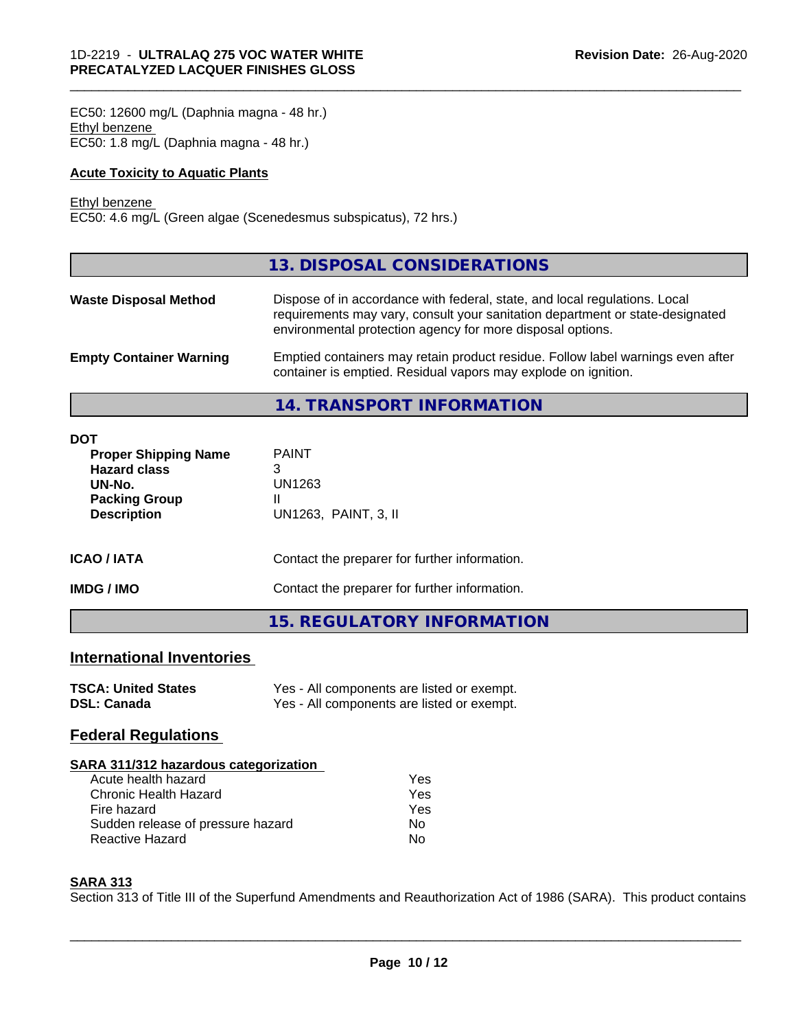EC50: 12600 mg/L (Daphnia magna - 48 hr.)
Ethyl benzene
EC50: 1.8 mg/L (Daphnia magna - 48 hr.)

**Acute Toxicity to Aquatic Plants**

Ethyl benzene
EC50: 4.6 mg/L (Green algae (Scenedesmus subspicatus), 72 hrs.)

## 13. DISPOSAL CONSIDERATIONS

| | |
|---|---|
| **Waste Disposal Method** | Dispose of in accordance with federal, state, and local regulations. Local requirements may vary, consult your sanitation department or state-designated environmental protection agency for more disposal options. |
| **Empty Container Warning** | Emptied containers may retain product residue. Follow label warnings even after container is emptied. Residual vapors may explode on ignition. |

## 14. TRANSPORT INFORMATION

**DOT**

| | |
|---|---|
| **Proper Shipping Name** | PAINT |
| **Hazard class** | 3 |
| **UN-No.** | UN1263 |
| **Packing Group** | II |
| **Description** | UN1263, PAINT, 3, II |

| | |
|---|---|
| **ICAO / IATA** | Contact the preparer for further information. |
| **IMDG / IMO** | Contact the preparer for further information. |

## 15. REGULATORY INFORMATION

### International Inventories

| | |
|---|---|
| **TSCA: United States** | Yes - All components are listed or exempt. |
| **DSL: Canada** | Yes - All components are listed or exempt. |

### Federal Regulations

**SARA 311/312 hazardous categorization**

| | |
|---|---|
| Acute health hazard | Yes |
| Chronic Health Hazard | Yes |
| Fire hazard | Yes |
| Sudden release of pressure hazard | No |
| Reactive Hazard | No |

**SARA 313**

Section 313 of Title III of the Superfund Amendments and Reauthorization Act of 1986 (SARA). This product contains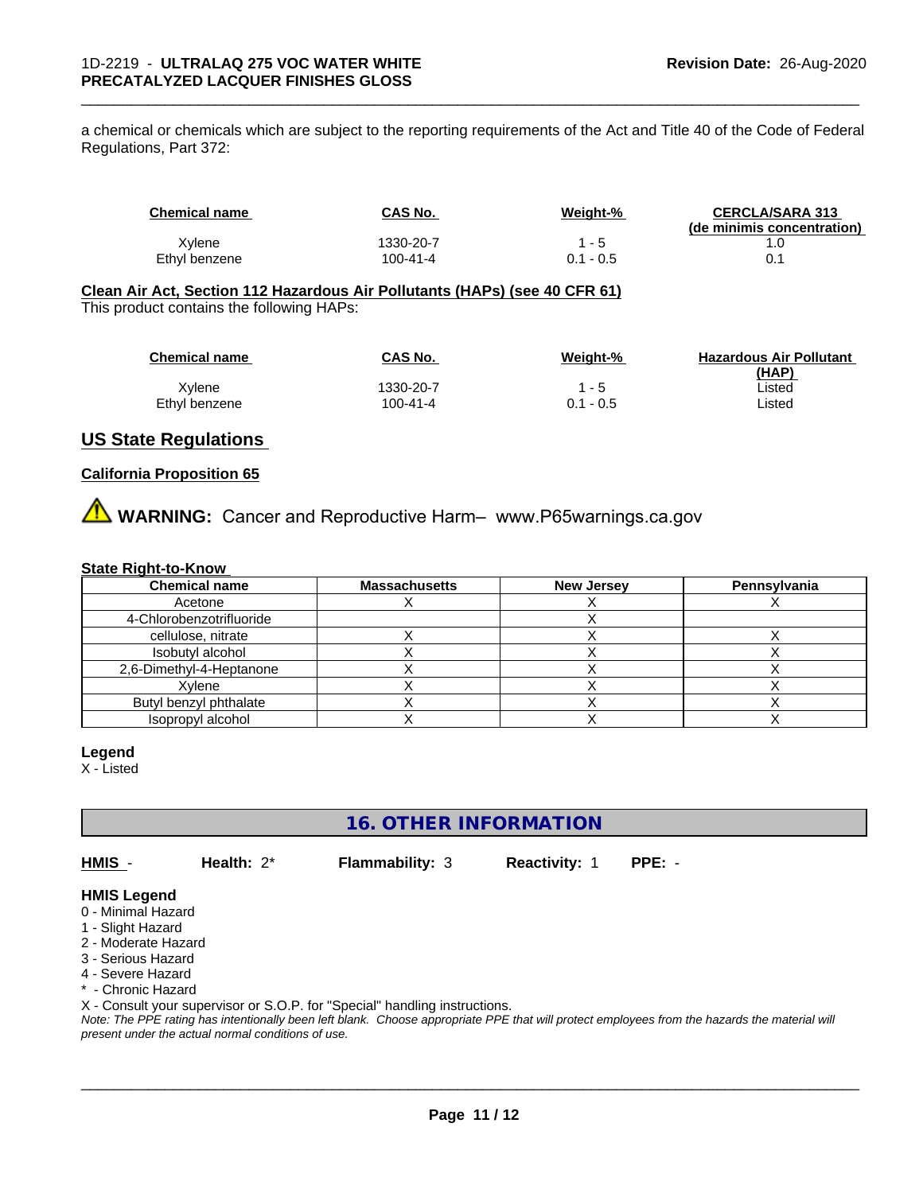a chemical or chemicals which are subject to the reporting requirements of the Act and Title 40 of the Code of Federal Regulations, Part 372:

| Chemical name | CAS No. | Weight-% | CERCLA/SARA 313 (de minimis concentration) |
|---|---|---|---|
| Xylene | 1330-20-7 | 1 - 5 | 1.0 |
| Ethyl benzene | 100-41-4 | 0.1 - 0.5 | 0.1 |

**Clean Air Act, Section 112 Hazardous Air Pollutants (HAPs) (see 40 CFR 61)**
This product contains the following HAPs:

| Chemical name | CAS No. | Weight-% | Hazardous Air Pollutant (HAP) |
|---|---|---|---|
| Xylene | 1330-20-7 | 1 - 5 | Listed |
| Ethyl benzene | 100-41-4 | 0.1 - 0.5 | Listed |

## US State Regulations

**California Proposition 65**

⚠ **WARNING:** Cancer and Reproductive Harm– www.P65warnings.ca.gov

**State Right-to-Know**

| Chemical name | Massachusetts | New Jersey | Pennsylvania |
|---|---|---|---|
| Acetone | X | X | X |
| 4-Chlorobenzotrifluoride | | X | |
| cellulose, nitrate | X | X | X |
| Isobutyl alcohol | X | X | X |
| 2,6-Dimethyl-4-Heptanone | X | X | X |
| Xylene | X | X | X |
| Butyl benzyl phthalate | X | X | X |
| Isopropyl alcohol | X | X | X |

**Legend**
X - Listed

## 16. OTHER INFORMATION

**HMIS** - **Health:** 2* **Flammability:** 3 **Reactivity:** 1 **PPE:** -

**HMIS Legend**
0 - Minimal Hazard
1 - Slight Hazard
2 - Moderate Hazard
3 - Serious Hazard
4 - Severe Hazard
* - Chronic Hazard
X - Consult your supervisor or S.O.P. for "Special" handling instructions.
*Note: The PPE rating has intentionally been left blank. Choose appropriate PPE that will protect employees from the hazards the material will present under the actual normal conditions of use.*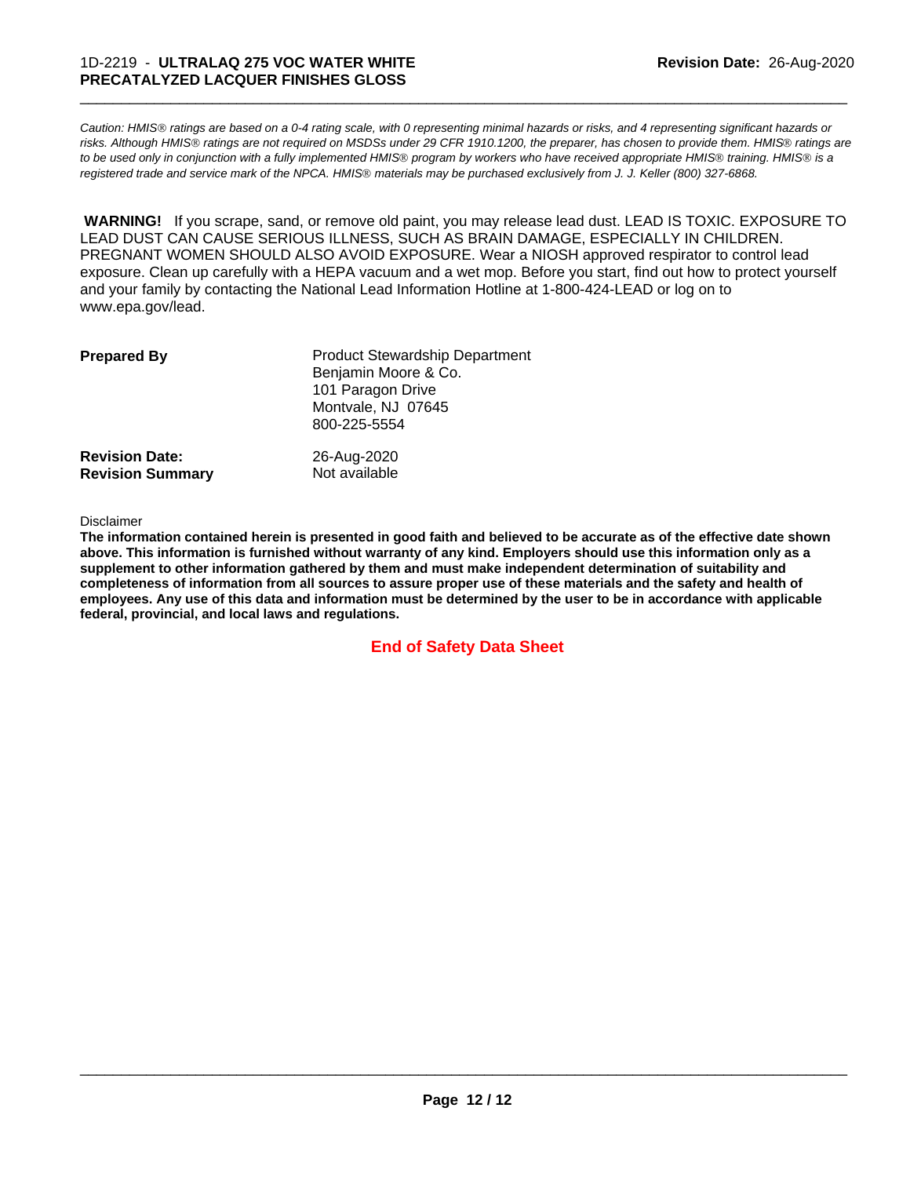*Caution: HMIS® ratings are based on a 0-4 rating scale, with 0 representing minimal hazards or risks, and 4 representing significant hazards or risks. Although HMIS® ratings are not required on MSDSs under 29 CFR 1910.1200, the preparer, has chosen to provide them. HMIS® ratings are to be used only in conjunction with a fully implemented HMIS® program by workers who have received appropriate HMIS® training. HMIS® is a registered trade and service mark of the NPCA. HMIS® materials may be purchased exclusively from J. J. Keller (800) 327-6868.*

**WARNING!** If you scrape, sand, or remove old paint, you may release lead dust. LEAD IS TOXIC. EXPOSURE TO LEAD DUST CAN CAUSE SERIOUS ILLNESS, SUCH AS BRAIN DAMAGE, ESPECIALLY IN CHILDREN. PREGNANT WOMEN SHOULD ALSO AVOID EXPOSURE. Wear a NIOSH approved respirator to control lead exposure. Clean up carefully with a HEPA vacuum and a wet mop. Before you start, find out how to protect yourself and your family by contacting the National Lead Information Hotline at 1-800-424-LEAD or log on to www.epa.gov/lead.

| | |
|---|---|
| **Prepared By** | Product Stewardship Department<br>Benjamin Moore & Co.<br>101 Paragon Drive<br>Montvale, NJ 07645<br>800-225-5554 |
| **Revision Date:** | 26-Aug-2020 |
| **Revision Summary** | Not available |

Disclaimer

**The information contained herein is presented in good faith and believed to be accurate as of the effective date shown above. This information is furnished without warranty of any kind. Employers should use this information only as a supplement to other information gathered by them and must make independent determination of suitability and completeness of information from all sources to assure proper use of these materials and the safety and health of employees. Any use of this data and information must be determined by the user to be in accordance with applicable federal, provincial, and local laws and regulations.**

**End of Safety Data Sheet**